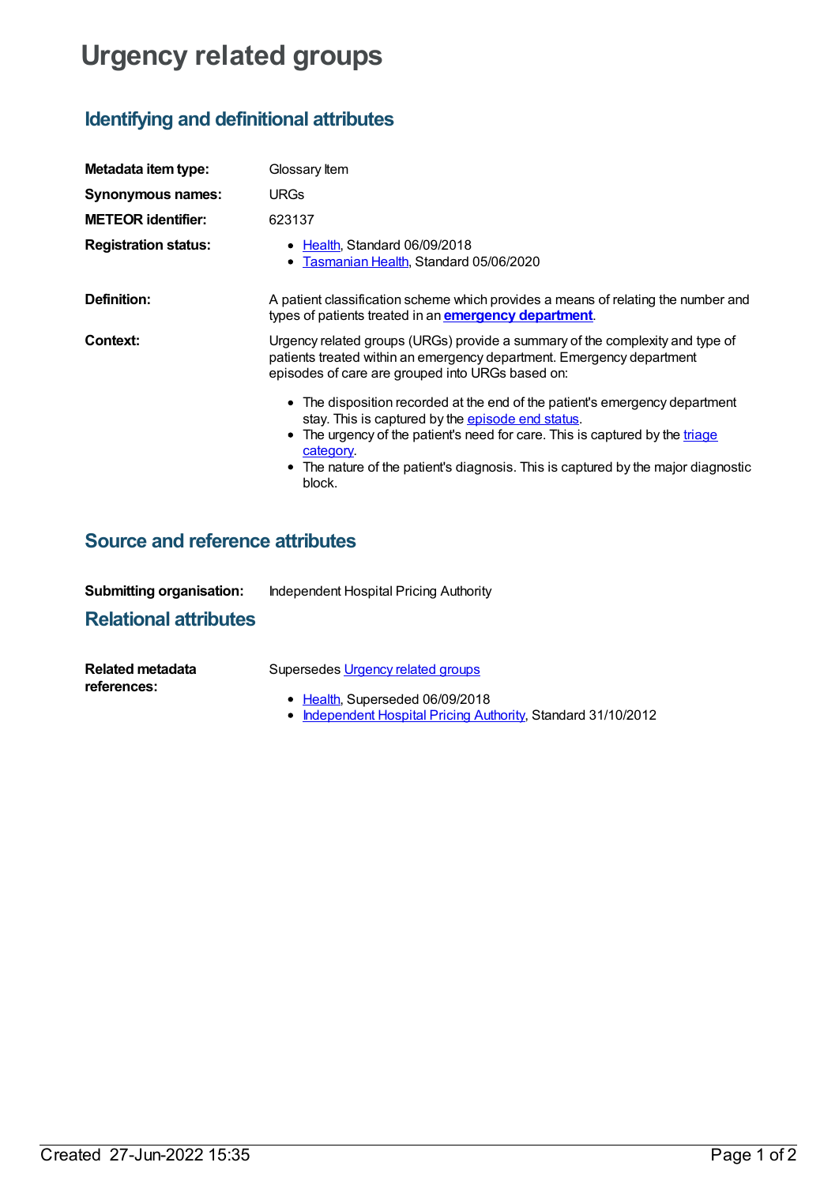# Urgency related groups

## Identifying and definitional attributes

**Metadata item type:** Glossary Item

**Synonymous names:** URGs

**METEOR identifier:** 623137

**Registration status:**

- Health, Standard 06/09/2018
- Tasmanian Health, Standard 05/06/2020

**Definition:** A patient classification scheme which provides a means of relating the number and types of patients treated in an **emergency department**.

**Context:** Urgency related groups (URGs) provide a summary of the complexity and type of patients treated within an emergency department. Emergency department episodes of care are grouped into URGs based on:

- The disposition recorded at the end of the patient's emergency department stay. This is captured by the episode end status.
- The urgency of the patient's need for care. This is captured by the triage category.
- The nature of the patient's diagnosis. This is captured by the major diagnostic block.

## Source and reference attributes

**Submitting organisation:** Independent Hospital Pricing Authority

## Relational attributes

**Related metadata references:** Supersedes Urgency related groups

- Health, Superseded 06/09/2018
- Independent Hospital Pricing Authority, Standard 31/10/2012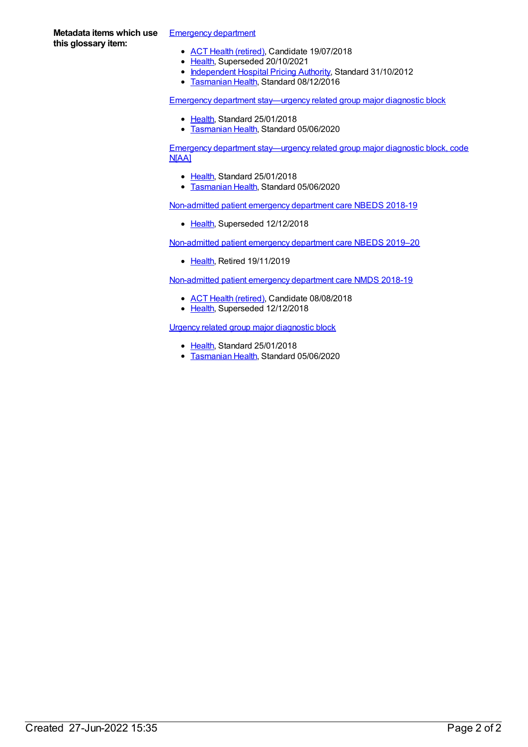**Metadata items which use this glossary item:**

Emergency department

- ACT Health (retired), Candidate 19/07/2018
- Health, Superseded 20/10/2021
- Independent Hospital Pricing Authority, Standard 31/10/2012
- Tasmanian Health, Standard 08/12/2016

Emergency department stay—urgency related group major diagnostic block

- Health, Standard 25/01/2018
- Tasmanian Health, Standard 05/06/2020

Emergency department stay—urgency related group major diagnostic block, code N[AA]

- Health, Standard 25/01/2018
- Tasmanian Health, Standard 05/06/2020

Non-admitted patient emergency department care NBEDS 2018-19

- Health, Superseded 12/12/2018

Non-admitted patient emergency department care NBEDS 2019–20

- Health, Retired 19/11/2019

Non-admitted patient emergency department care NMDS 2018-19

- ACT Health (retired), Candidate 08/08/2018
- Health, Superseded 12/12/2018

Urgency related group major diagnostic block

- Health, Standard 25/01/2018
- Tasmanian Health, Standard 05/06/2020